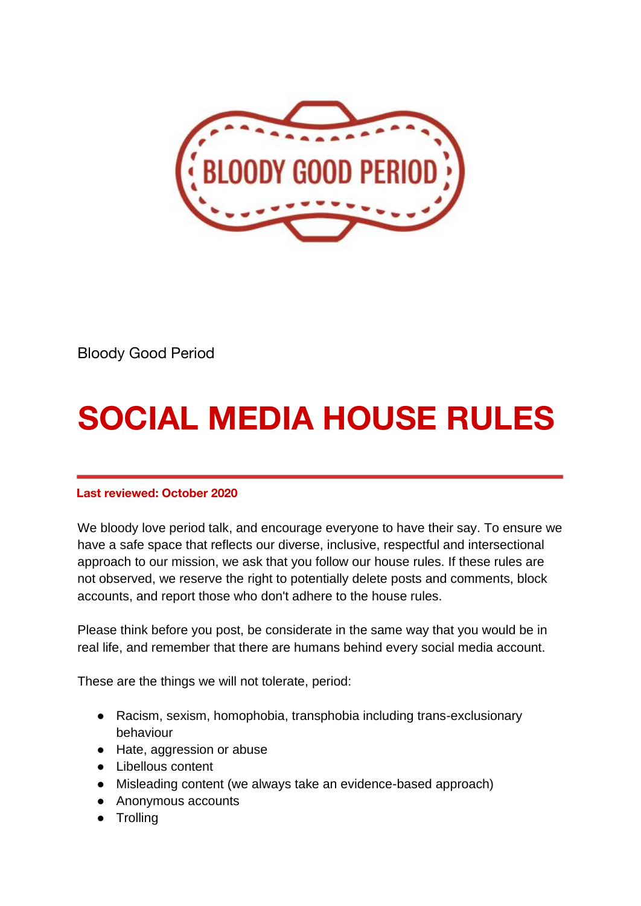Bloody Good Period

# SOCIAL MEDIA HOUSE RULES

**Last reviewed: October 2020**

We bloody love period talk, and encourage everyone to have their say. To ensure we have a safe space that reflects our diverse, inclusive, respectful and intersectional approach to our mission, we ask that you follow our house rules. If these rules are not observed, we reserve the right to potentially delete posts and comments, block accounts, and report those who don't adhere to the house rules.

Please think before you post, be considerate in the same way that you would be in real life, and remember that there are humans behind every social media account.

These are the things we will not tolerate, period:

- Racism, sexism, homophobia, transphobia including trans-exclusionary behaviour
- Hate, aggression or abuse
- Libellous content
- Misleading content (we always take an evidence-based approach)
- Anonymous accounts
- Trolling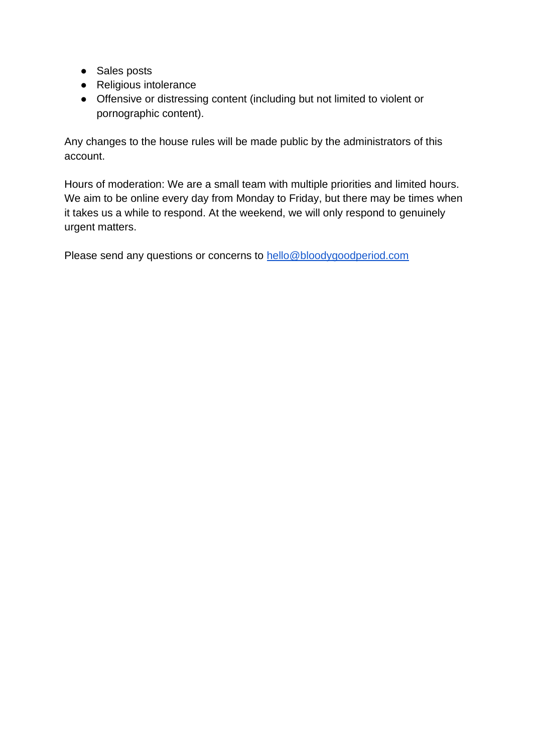- Sales posts
- Religious intolerance
- Offensive or distressing content (including but not limited to violent or pornographic content).

Any changes to the house rules will be made public by the administrators of this account.

Hours of moderation: We are a small team with multiple priorities and limited hours. We aim to be online every day from Monday to Friday, but there may be times when it takes us a while to respond. At the weekend, we will only respond to genuinely urgent matters.

Please send any questions or concerns to [hello@bloodygoodperiod.com](mailto:hello@bloodygoodperiod.com)